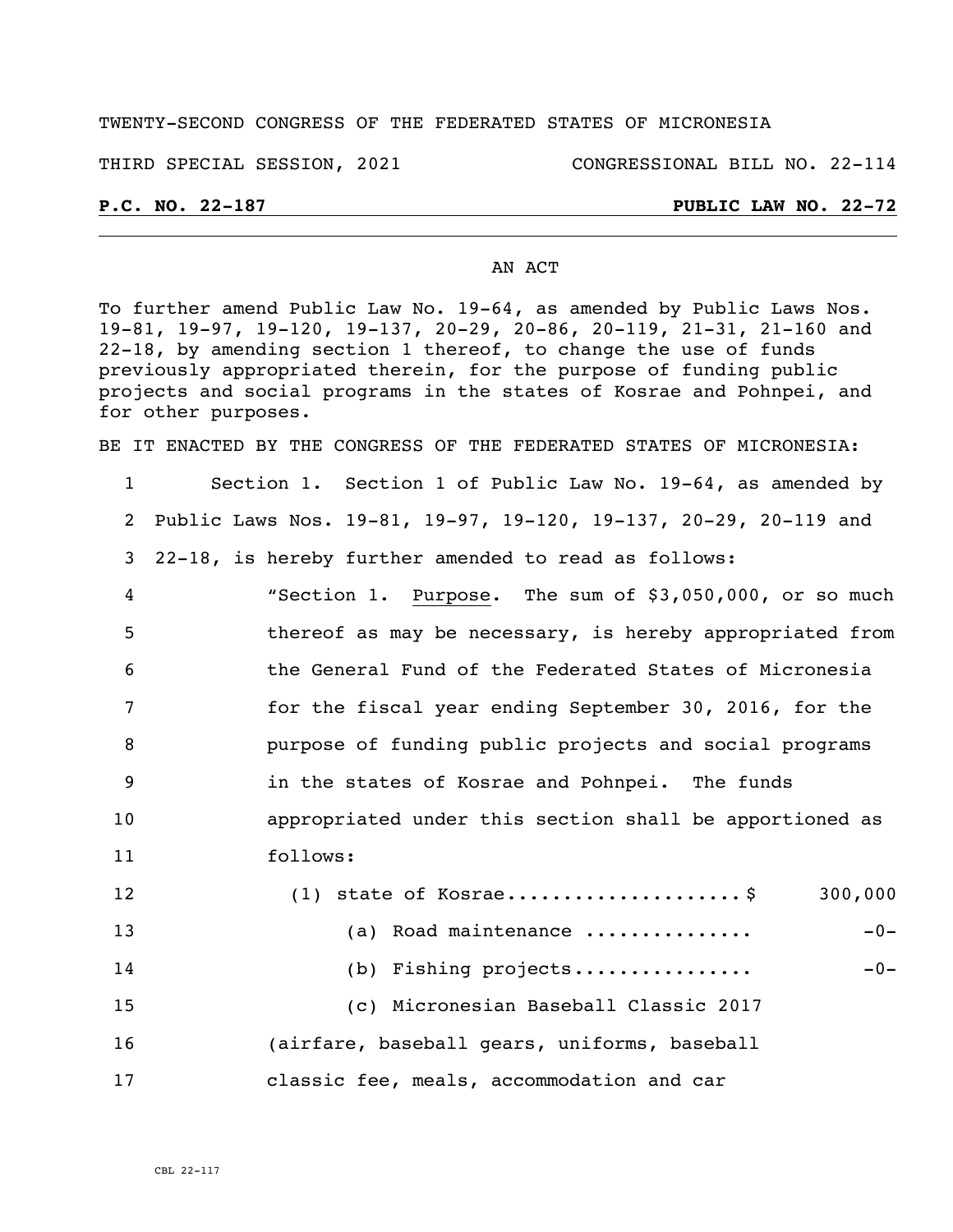TWENTY-SECOND CONGRESS OF THE FEDERATED STATES OF MICRONESIA

THIRD SPECIAL SESSION, 2021 CONGRESSIONAL BILL NO. 22-114

**P.C. NO. 22-187** **PUBLIC LAW NO. 22-72**

AN ACT

To further amend Public Law No. 19-64, as amended by Public Laws Nos. 19-81, 19-97, 19-120, 19-137, 20-29, 20-86, 20-119, 21-31, 21-160 and 22-18, by amending section 1 thereof, to change the use of funds previously appropriated therein, for the purpose of funding public projects and social programs in the states of Kosrae and Pohnpei, and for other purposes.

BE IT ENACTED BY THE CONGRESS OF THE FEDERATED STATES OF MICRONESIA:

1 Section 1. Section 1 of Public Law No. 19-64, as amended by
2 Public Laws Nos. 19-81, 19-97, 19-120, 19-137, 20-29, 20-119 and
3 22-18, is hereby further amended to read as follows:

4 "Section 1. Purpose. The sum of $3,050,000, or so much
5 thereof as may be necessary, is hereby appropriated from
6 the General Fund of the Federated States of Micronesia
7 for the fiscal year ending September 30, 2016, for the
8 purpose of funding public projects and social programs
9 in the states of Kosrae and Pohnpei. The funds
10 appropriated under this section shall be apportioned as
11 follows:

12 (1) state of Kosrae.....................$ 300,000
13 (a) Road maintenance ............... -0-
14 (b) Fishing projects................ -0-
15 (c) Micronesian Baseball Classic 2017
16 (airfare, baseball gears, uniforms, baseball
17 classic fee, meals, accommodation and car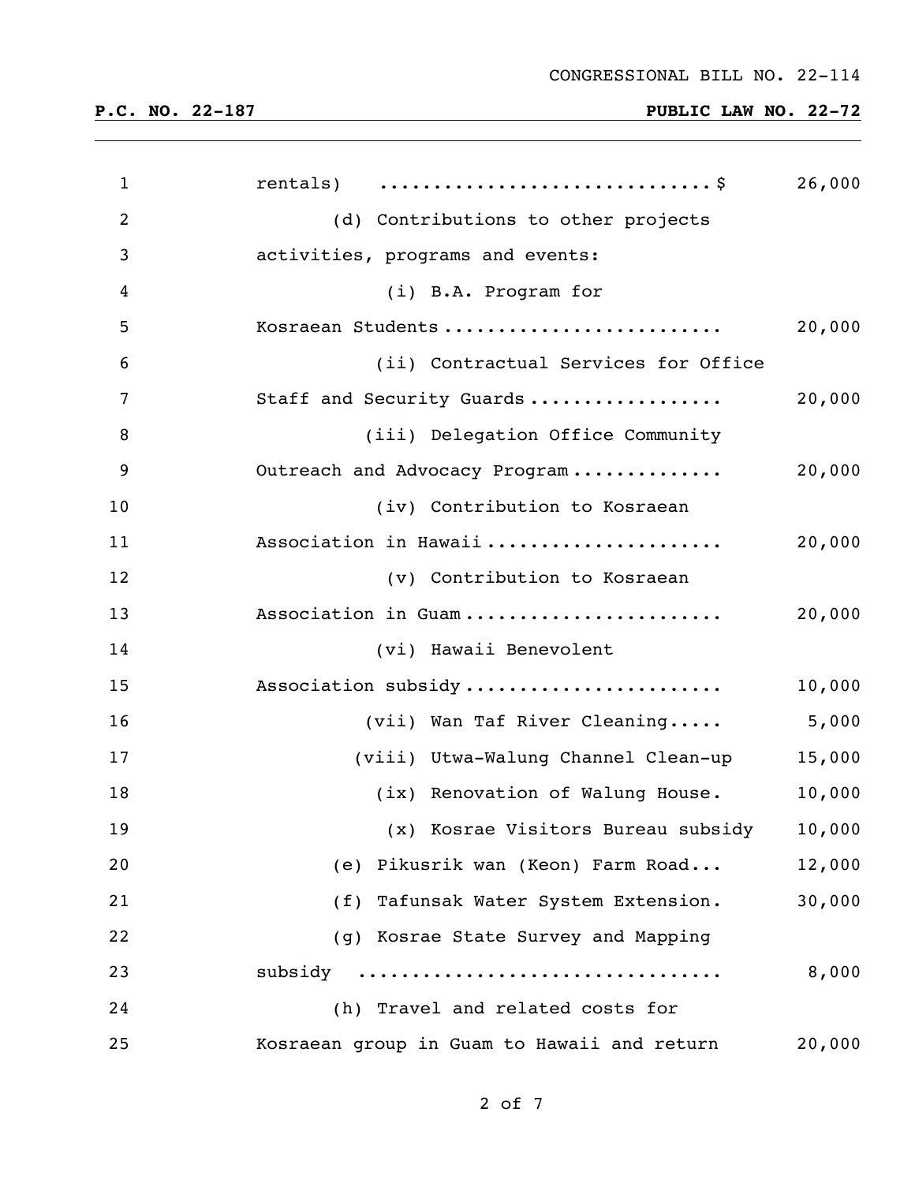rentals) ..............................$ 26,000

(d) Contributions to other projects activities, programs and events:

(i) B.A. Program for Kosraean Students .......................... 20,000

(ii) Contractual Services for Office Staff and Security Guards .................. 20,000

(iii) Delegation Office Community Outreach and Advocacy Program .............. 20,000

(iv) Contribution to Kosraean Association in Hawaii ...................... 20,000

(v) Contribution to Kosraean Association in Guam ........................ 20,000

(vi) Hawaii Benevolent Association subsidy ....................... 10,000

(vii) Wan Taf River Cleaning..... 5,000

(viii) Utwa-Walung Channel Clean-up 15,000

(ix) Renovation of Walung House. 10,000

(x) Kosrae Visitors Bureau subsidy 10,000

(e) Pikusrik wan (Keon) Farm Road... 12,000

(f) Tafunsak Water System Extension. 30,000

(g) Kosrae State Survey and Mapping subsidy ................................ 8,000

(h) Travel and related costs for Kosraean group in Guam to Hawaii and return 20,000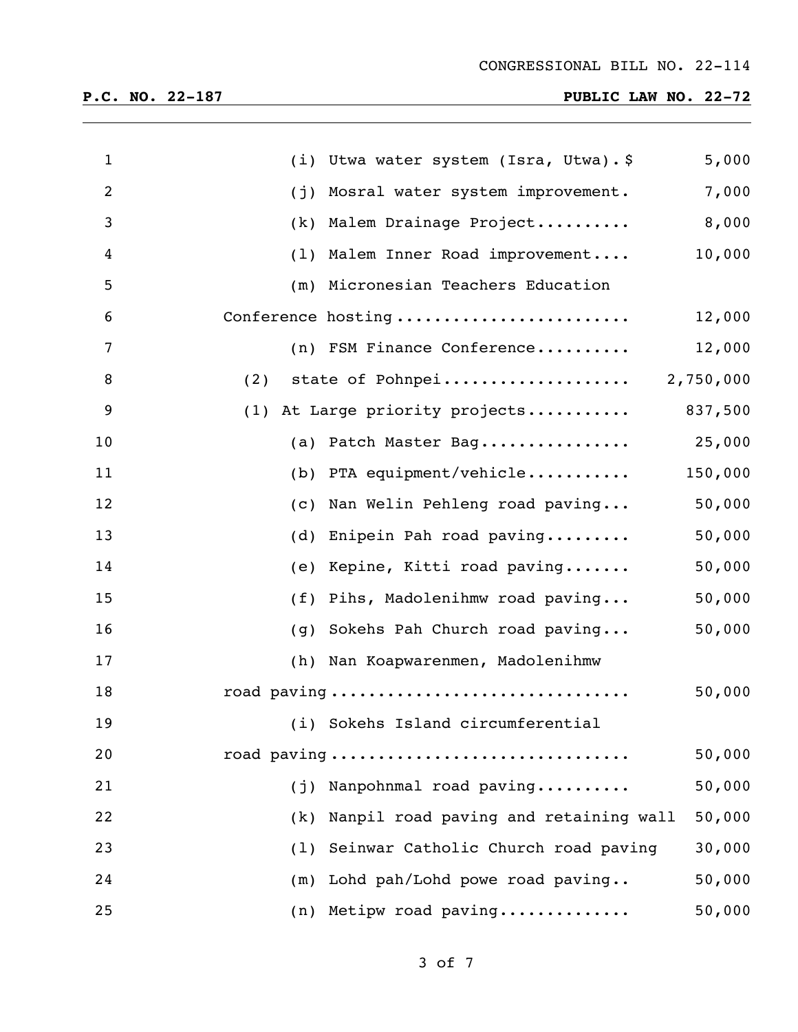(i) Utwa water system (Isra, Utwa).$ 5,000

(j) Mosral water system improvement. 7,000

(k) Malem Drainage Project.......... 8,000

(l) Malem Inner Road improvement.... 10,000

(m) Micronesian Teachers Education Conference hosting ........................ 12,000

(n) FSM Finance Conference.......... 12,000

(2) state of Pohnpei.................... 2,750,000

(1) At Large priority projects........... 837,500

(a) Patch Master Bag................ 25,000

(b) PTA equipment/vehicle........... 150,000

(c) Nan Welin Pehleng road paving... 50,000

(d) Enipein Pah road paving......... 50,000

(e) Kepine, Kitti road paving....... 50,000

(f) Pihs, Madolenihmw road paving... 50,000

(g) Sokehs Pah Church road paving... 50,000

(h) Nan Koapwarenmen, Madolenihmw road paving ............................... 50,000

(i) Sokehs Island circumferential road paving ............................... 50,000

(j) Nanpohnmal road paving.......... 50,000

(k) Nanpil road paving and retaining wall 50,000

(l) Seinwar Catholic Church road paving 30,000

(m) Lohd pah/Lohd powe road paving.. 50,000

(n) Metipw road paving............. 50,000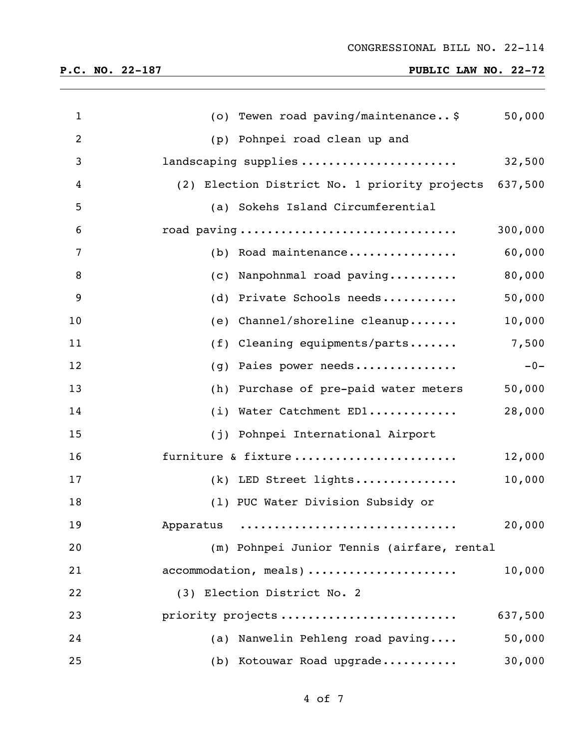(o) Tewen road paving/maintenance.. $ 50,000

(p) Pohnpei road clean up and landscaping supplies ...................... 32,500

(2) Election District No. 1 priority projects 637,500

(a) Sokehs Island Circumferential road paving .............................. 300,000

(b) Road maintenance................ 60,000

(c) Nanpohnmal road paving.......... 80,000

(d) Private Schools needs........... 50,000

(e) Channel/shoreline cleanup....... 10,000

(f) Cleaning equipments/parts....... 7,500

(g) Paies power needs............... -0-

(h) Purchase of pre-paid water meters 50,000

(i) Water Catchment ED1............. 28,000

(j) Pohnpei International Airport furniture & fixture ....................... 12,000

(k) LED Street lights............... 10,000

(l) PUC Water Division Subsidy or Apparatus .............................. 20,000

(m) Pohnpei Junior Tennis (airfare, rental accommodation, meals) ..................... 10,000

(3) Election District No. 2 priority projects ........................ 637,500

(a) Nanwelin Pehleng road paving.... 50,000

(b) Kotouwar Road upgrade........... 30,000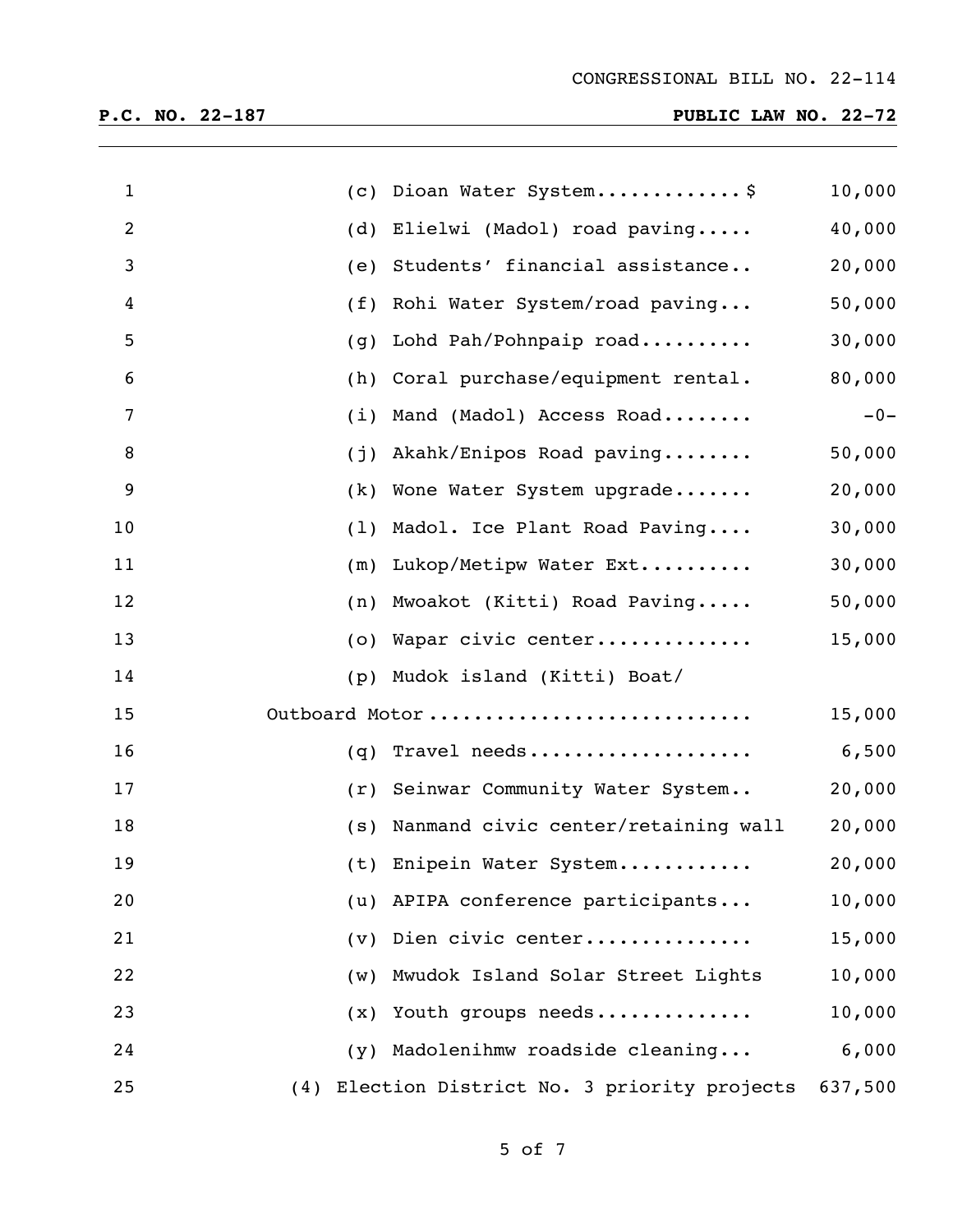| | |
|---|---|
| (c) Dioan Water System............$ | 10,000 |
| (d) Elielwi (Madol) road paving..... | 40,000 |
| (e) Students' financial assistance.. | 20,000 |
| (f) Rohi Water System/road paving... | 50,000 |
| (g) Lohd Pah/Pohnpaip road.......... | 30,000 |
| (h) Coral purchase/equipment rental. | 80,000 |
| (i) Mand (Madol) Access Road........ | -0- |
| (j) Akahk/Enipos Road paving........ | 50,000 |
| (k) Wone Water System upgrade....... | 20,000 |
| (l) Madol. Ice Plant Road Paving.... | 30,000 |
| (m) Lukop/Metipw Water Ext.......... | 30,000 |
| (n) Mwoakot (Kitti) Road Paving..... | 50,000 |
| (o) Wapar civic center.............. | 15,000 |
| (p) Mudok island (Kitti) Boat/ Outboard Motor............................ | 15,000 |
| (q) Travel needs.................... | 6,500 |
| (r) Seinwar Community Water System.. | 20,000 |
| (s) Nanmand civic center/retaining wall | 20,000 |
| (t) Enipein Water System............ | 20,000 |
| (u) APIPA conference participants... | 10,000 |
| (v) Dien civic center............... | 15,000 |
| (w) Mwudok Island Solar Street Lights | 10,000 |
| (x) Youth groups needs.............. | 10,000 |
| (y) Madolenihmw roadside cleaning... | 6,000 |
| (4) Election District No. 3 priority projects | 637,500 |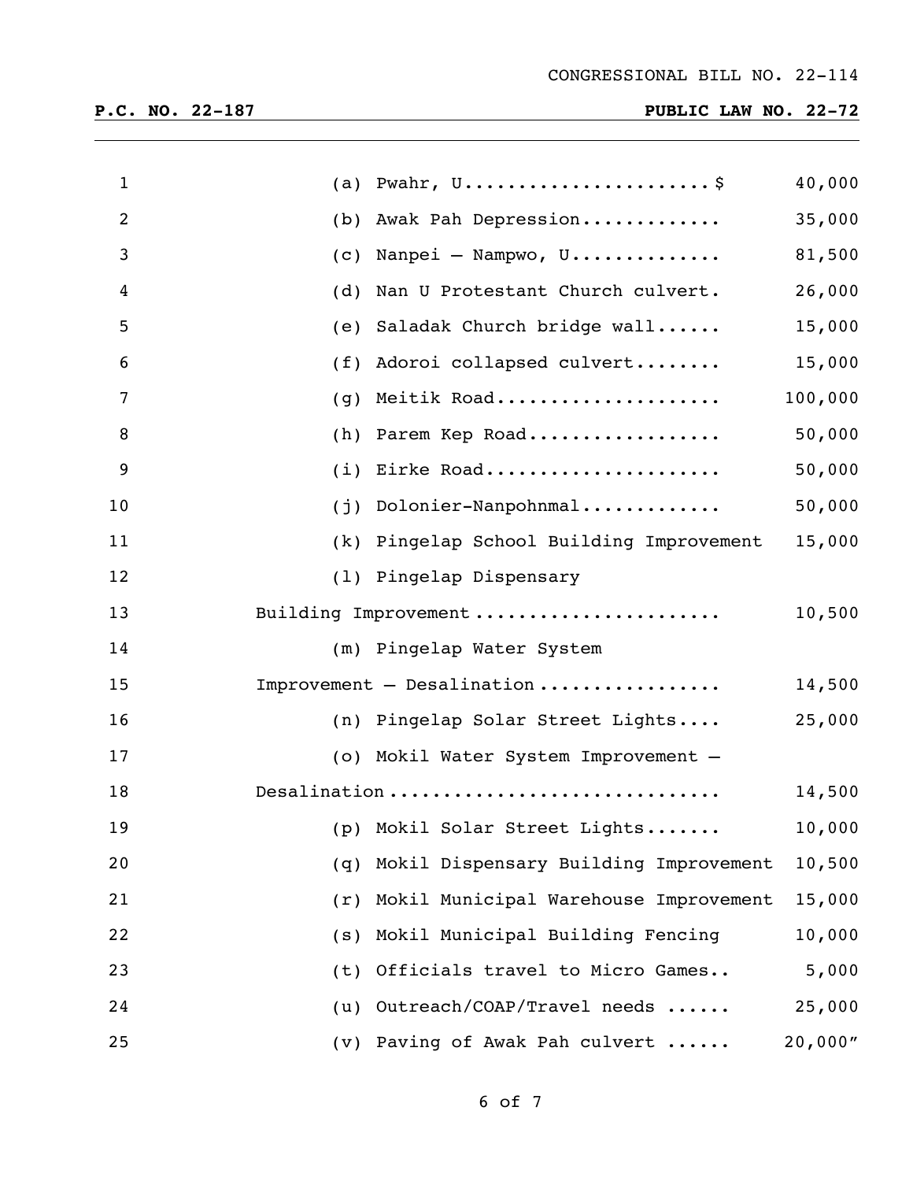(a) Pwahr, U.......................$ 40,000

(b) Awak Pah Depression............ 35,000

(c) Nanpei – Nampwo, U............. 81,500

(d) Nan U Protestant Church culvert. 26,000

(e) Saladak Church bridge wall...... 15,000

(f) Adoroi collapsed culvert........ 15,000

(g) Meitik Road.................... 100,000

(h) Parem Kep Road................. 50,000

(i) Eirke Road..................... 50,000

(j) Dolonier-Nanpohnmal............ 50,000

(k) Pingelap School Building Improvement 15,000

(l) Pingelap Dispensary Building Improvement...................... 10,500

(m) Pingelap Water System Improvement – Desalination................ 14,500

(n) Pingelap Solar Street Lights.... 25,000

(o) Mokil Water System Improvement – Desalination.............................. 14,500

(p) Mokil Solar Street Lights....... 10,000

(q) Mokil Dispensary Building Improvement 10,500

(r) Mokil Municipal Warehouse Improvement 15,000

(s) Mokil Municipal Building Fencing 10,000

(t) Officials travel to Micro Games.. 5,000

(u) Outreach/COAP/Travel needs ...... 25,000

(v) Paving of Awak Pah culvert ...... 20,000"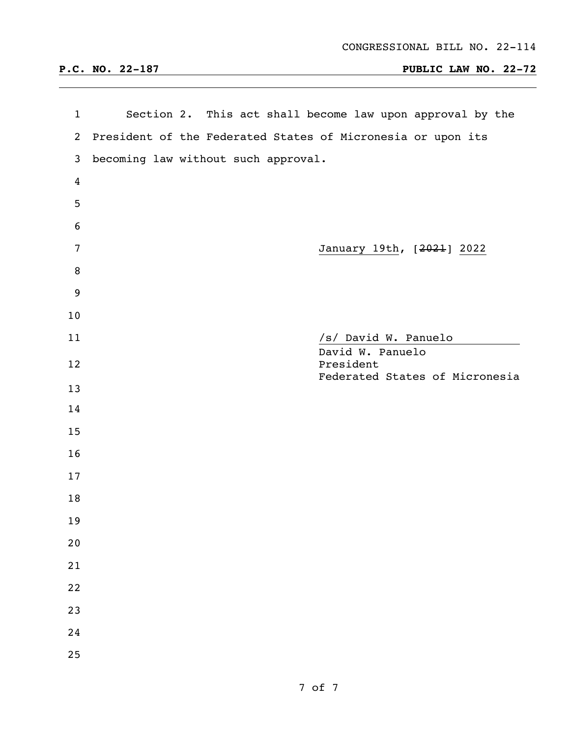Section 2. This act shall become law upon approval by the President of the Federated States of Micronesia or upon its becoming law without such approval.

January 19th, [~~2021~~] 2022

/s/ David W. Panuelo

David W. Panuelo
President
Federated States of Micronesia